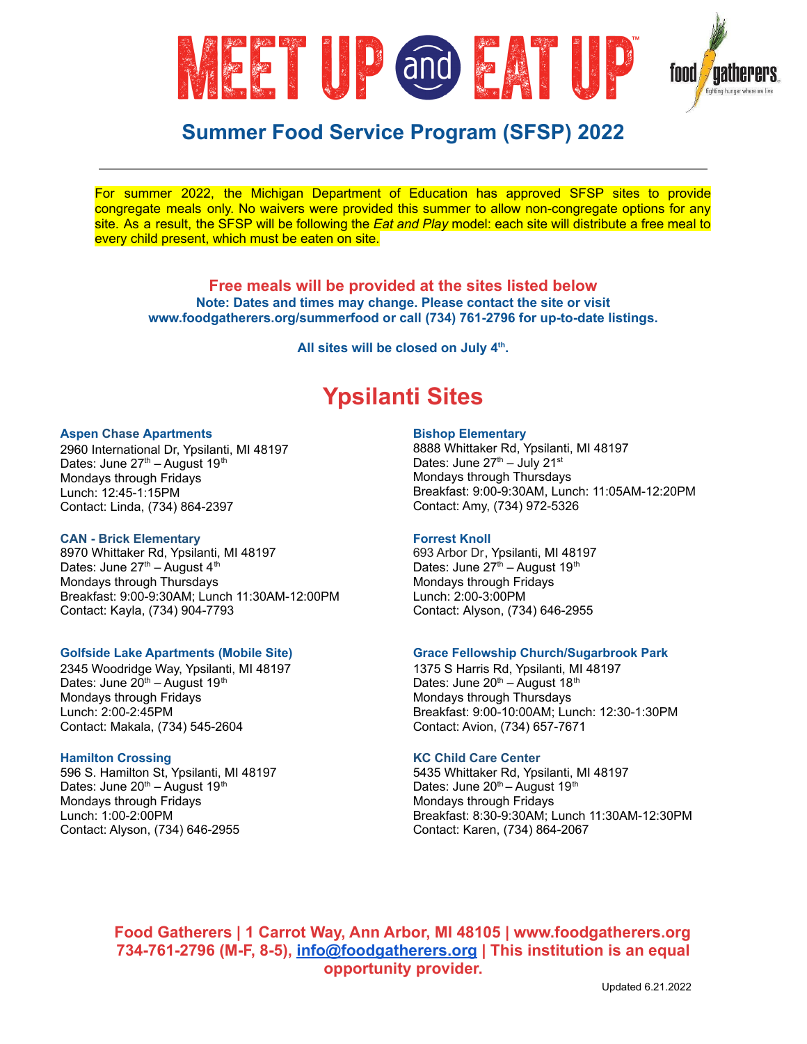# MEET UP and EAT UP™

food gatherers — fighting hunger where we live

## Summary Food Service Program (SFSP) 2022

For summer 2022, the Michigan Department of Education has approved SFSP sites to provide congregate meals only. No waivers were provided this summer to allow non-congregate options for any site. As a result, the SFSP will be following the *Eat and Play* model: each site will distribute a free meal to every child present, which must be eaten on site.

**Free meals will be provided at the sites listed below**
**Note: Dates and times may change. Please contact the site or visit www.foodgatherers.org/summerfood or call (734) 761-2796 for up-to-date listings.**

**All sites will be closed on July 4th.**

## Ypsilanti Sites

**Aspen Chase Apartments**
2960 International Dr, Ypsilanti, MI 48197
Dates: June 27th – August 19th
Mondays through Fridays
Lunch: 12:45-1:15PM
Contact: Linda, (734) 864-2397

**CAN - Brick Elementary**
8970 Whittaker Rd, Ypsilanti, MI 48197
Dates: June 27th – August 4th
Mondays through Thursdays
Breakfast: 9:00-9:30AM; Lunch 11:30AM-12:00PM
Contact: Kayla, (734) 904-7793

**Golfside Lake Apartments (Mobile Site)**
2345 Woodridge Way, Ypsilanti, MI 48197
Dates: June 20th – August 19th
Mondays through Fridays
Lunch: 2:00-2:45PM
Contact: Makala, (734) 545-2604

**Hamilton Crossing**
596 S. Hamilton St, Ypsilanti, MI 48197
Dates: June 20th – August 19th
Mondays through Fridays
Lunch: 1:00-2:00PM
Contact: Alyson, (734) 646-2955

**Bishop Elementary**
8888 Whittaker Rd, Ypsilanti, MI 48197
Dates: June 27th – July 21st
Mondays through Thursdays
Breakfast: 9:00-9:30AM, Lunch: 11:05AM-12:20PM
Contact: Amy, (734) 972-5326

**Forrest Knoll**
693 Arbor Dr, Ypsilanti, MI 48197
Dates: June 27th – August 19th
Mondays through Fridays
Lunch: 2:00-3:00PM
Contact: Alyson, (734) 646-2955

**Grace Fellowship Church/Sugarbrook Park**
1375 S Harris Rd, Ypsilanti, MI 48197
Dates: June 20th – August 18th
Mondays through Thursdays
Breakfast: 9:00-10:00AM; Lunch: 12:30-1:30PM
Contact: Avion, (734) 657-7671

**KC Child Care Center**
5435 Whittaker Rd, Ypsilanti, MI 48197
Dates: June 20th – August 19th
Mondays through Fridays
Breakfast: 8:30-9:30AM; Lunch 11:30AM-12:30PM
Contact: Karen, (734) 864-2067

**Food Gatherers | 1 Carrot Way, Ann Arbor, MI 48105 | www.foodgatherers.org**
**734-761-2796 (M-F, 8-5), info@foodgatherers.org | This institution is an equal opportunity provider.**

Updated 6.21.2022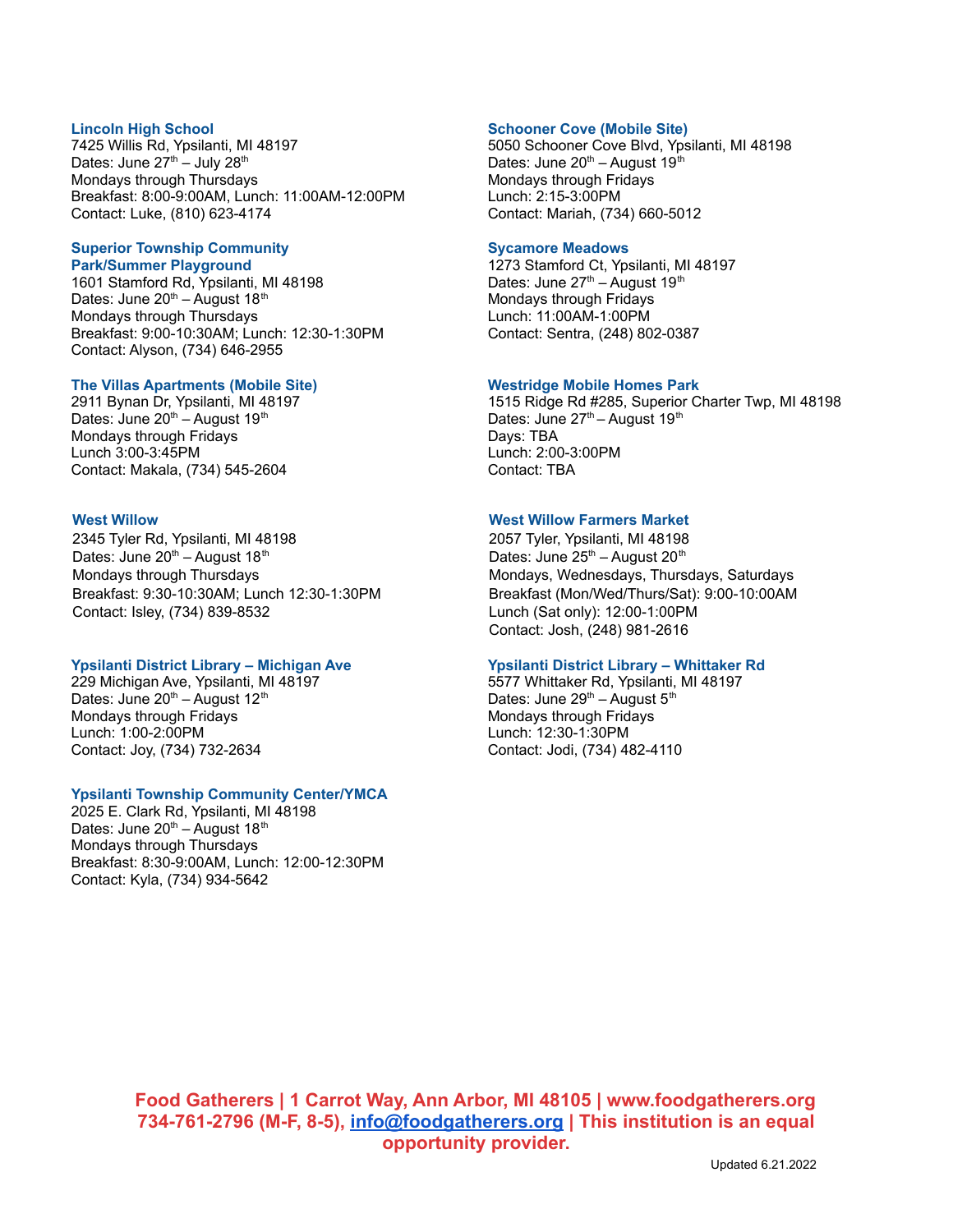### Lincoln High School

7425 Willis Rd, Ypsilanti, MI 48197
Dates: June 27th – July 28th
Mondays through Thursdays
Breakfast: 8:00-9:00AM, Lunch: 11:00AM-12:00PM
Contact: Luke, (810) 623-4174

### Superior Township Community Park/Summer Playground

1601 Stamford Rd, Ypsilanti, MI 48198
Dates: June 20th – August 18th
Mondays through Thursdays
Breakfast: 9:00-10:30AM; Lunch: 12:30-1:30PM
Contact: Alyson, (734) 646-2955

### The Villas Apartments (Mobile Site)

2911 Bynan Dr, Ypsilanti, MI 48197
Dates: June 20th – August 19th
Mondays through Fridays
Lunch 3:00-3:45PM
Contact: Makala, (734) 545-2604

### West Willow

2345 Tyler Rd, Ypsilanti, MI 48198
Dates: June 20th – August 18th
Mondays through Thursdays
Breakfast: 9:30-10:30AM; Lunch 12:30-1:30PM
Contact: Isley, (734) 839-8532

### Ypsilanti District Library – Michigan Ave

229 Michigan Ave, Ypsilanti, MI 48197
Dates: June 20th – August 12th
Mondays through Fridays
Lunch: 1:00-2:00PM
Contact: Joy, (734) 732-2634

### Ypsilanti Township Community Center/YMCA

2025 E. Clark Rd, Ypsilanti, MI 48198
Dates: June 20th – August 18th
Mondays through Thursdays
Breakfast: 8:30-9:00AM, Lunch: 12:00-12:30PM
Contact: Kyla, (734) 934-5642

### Schooner Cove (Mobile Site)

5050 Schooner Cove Blvd, Ypsilanti, MI 48198
Dates: June 20th – August 19th
Mondays through Fridays
Lunch: 2:15-3:00PM
Contact: Mariah, (734) 660-5012

### Sycamore Meadows

1273 Stamford Ct, Ypsilanti, MI 48197
Dates: June 27th – August 19th
Mondays through Fridays
Lunch: 11:00AM-1:00PM
Contact: Sentra, (248) 802-0387

### Westridge Mobile Homes Park

1515 Ridge Rd #285, Superior Charter Twp, MI 48198
Dates: June 27th – August 19th
Days: TBA
Lunch: 2:00-3:00PM
Contact: TBA

### West Willow Farmers Market

2057 Tyler, Ypsilanti, MI 48198
Dates: June 25th – August 20th
Mondays, Wednesdays, Thursdays, Saturdays
Breakfast (Mon/Wed/Thurs/Sat): 9:00-10:00AM
Lunch (Sat only): 12:00-1:00PM
Contact: Josh, (248) 981-2616

### Ypsilanti District Library – Whittaker Rd

5577 Whittaker Rd, Ypsilanti, MI 48197
Dates: June 29th – August 5th
Mondays through Fridays
Lunch: 12:30-1:30PM
Contact: Jodi, (734) 482-4110

**Food Gatherers | 1 Carrot Way, Ann Arbor, MI 48105 | www.foodgatherers.org 734-761-2796 (M-F, 8-5), info@foodgatherers.org | This institution is an equal opportunity provider.**

Updated 6.21.2022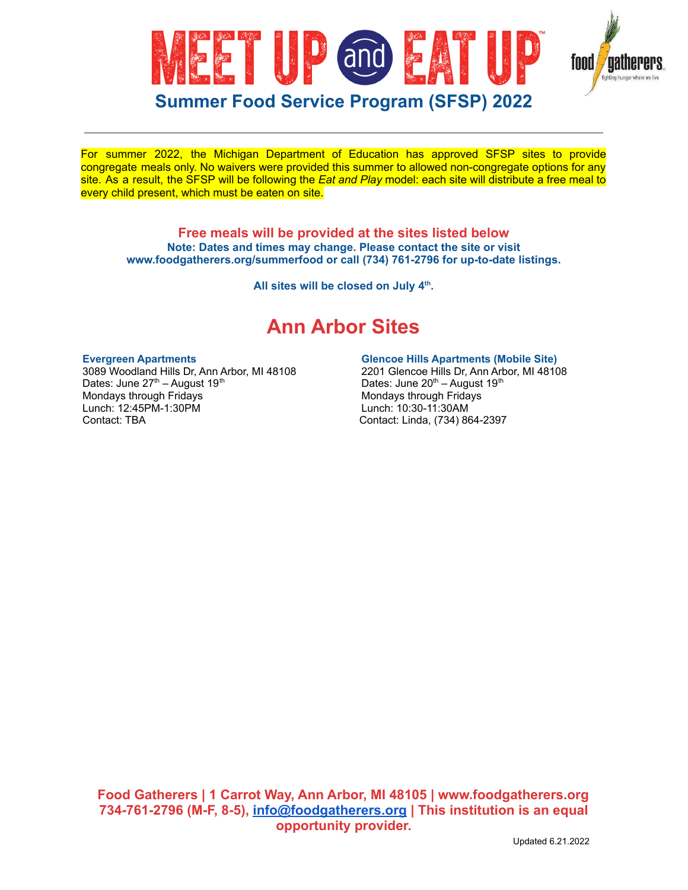# MEET UP and EAT UP™

food gatherers — fighting hunger where we live

## Summary Food Service Program (SFSP) 2022

For summer 2022, the Michigan Department of Education has approved SFSP sites to provide congregate meals only. No waivers were provided this summer to allowed non-congregate options for any site. As a result, the SFSP will be following the *Eat and Play* model: each site will distribute a free meal to every child present, which must be eaten on site.

**Free meals will be provided at the sites listed below**

**Note: Dates and times may change. Please contact the site or visit www.foodgatherers.org/summerfood or call (734) 761-2796 for up-to-date listings.**

**All sites will be closed on July 4th.**

## Ann Arbor Sites

**Evergreen Apartments**
3089 Woodland Hills Dr, Ann Arbor, MI 48108
Dates: June 27th – August 19th
Mondays through Fridays
Lunch: 12:45PM-1:30PM
Contact: TBA

**Glencoe Hills Apartments (Mobile Site)**
2201 Glencoe Hills Dr, Ann Arbor, MI 48108
Dates: June 20th – August 19th
Mondays through Fridays
Lunch: 10:30-11:30AM
Contact: Linda, (734) 864-2397

**Food Gatherers | 1 Carrot Way, Ann Arbor, MI 48105 | www.foodgatherers.org 734-761-2796 (M-F, 8-5), info@foodgatherers.org | This institution is an equal opportunity provider.**

Updated 6.21.2022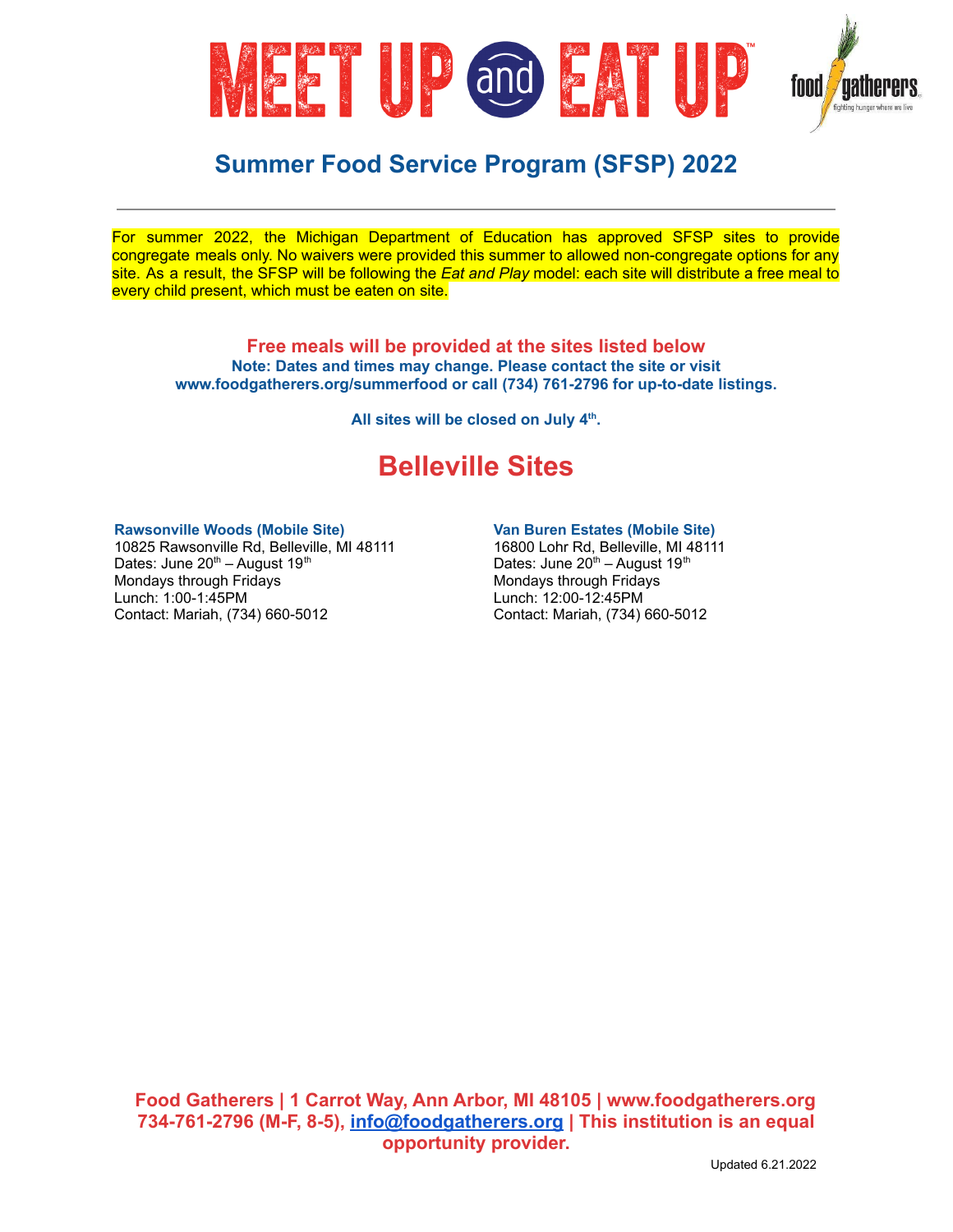# MEET UP and EAT UP™

food gatherers — fighting hunger where we live

## Summary Food Service Program (SFSP) 2022

---

For summer 2022, the Michigan Department of Education has approved SFSP sites to provide congregate meals only. No waivers were provided this summer to allowed non-congregate options for any site. As a result, the SFSP will be following the *Eat and Play* model: each site will distribute a free meal to every child present, which must be eaten on site.

**Free meals will be provided at the sites listed below**
**Note: Dates and times may change. Please contact the site or visit www.foodgatherers.org/summerfood or call (734) 761-2796 for up-to-date listings.**

**All sites will be closed on July 4th.**

## Belleville Sites

**Rawsonville Woods (Mobile Site)**
10825 Rawsonville Rd, Belleville, MI 48111
Dates: June 20th – August 19th
Mondays through Fridays
Lunch: 1:00-1:45PM
Contact: Mariah, (734) 660-5012

**Van Buren Estates (Mobile Site)**
16800 Lohr Rd, Belleville, MI 48111
Dates: June 20th – August 19th
Mondays through Fridays
Lunch: 12:00-12:45PM
Contact: Mariah, (734) 660-5012

**Food Gatherers | 1 Carrot Way, Ann Arbor, MI 48105 | www.foodgatherers.org**
**734-761-2796 (M-F, 8-5), info@foodgatherers.org | This institution is an equal opportunity provider.**

Updated 6.21.2022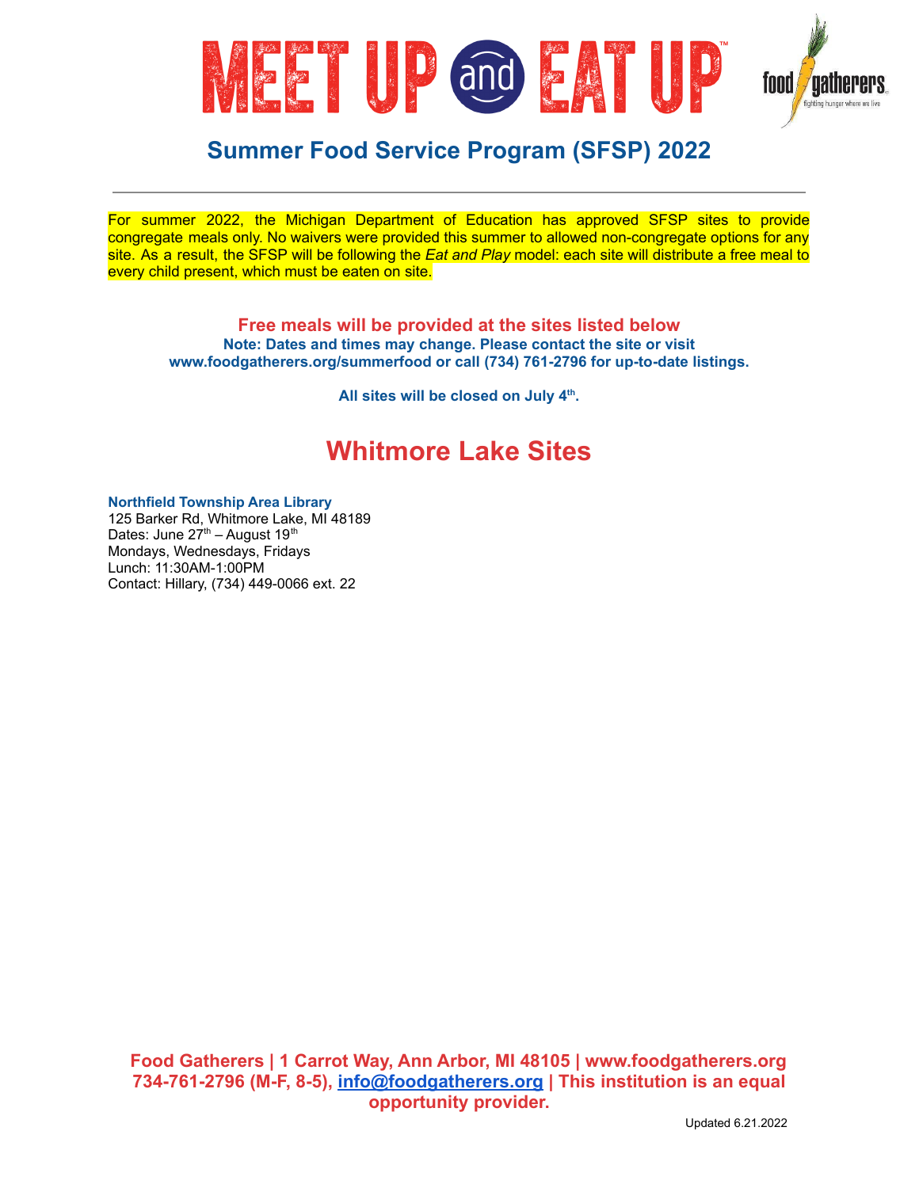# MEET UP and EAT UP™

food gatherers — fighting hunger where we live

## Summary Food Service Program (SFSP) 2022

---

For summer 2022, the Michigan Department of Education has approved SFSP sites to provide congregate meals only. No waivers were provided this summer to allowed non-congregate options for any site. As a result, the SFSP will be following the *Eat and Play* model: each site will distribute a free meal to every child present, which must be eaten on site.

**Free meals will be provided at the sites listed below**

**Note: Dates and times may change. Please contact the site or visit www.foodgatherers.org/summerfood or call (734) 761-2796 for up-to-date listings.**

**All sites will be closed on July 4th.**

## Whitmore Lake Sites

**Northfield Township Area Library**
125 Barker Rd, Whitmore Lake, MI 48189
Dates: June 27th – August 19th
Mondays, Wednesdays, Fridays
Lunch: 11:30AM-1:00PM
Contact: Hillary, (734) 449-0066 ext. 22

**Food Gatherers | 1 Carrot Way, Ann Arbor, MI 48105 | www.foodgatherers.org 734-761-2796 (M-F, 8-5), info@foodgatherers.org | This institution is an equal opportunity provider.**

Updated 6.21.2022